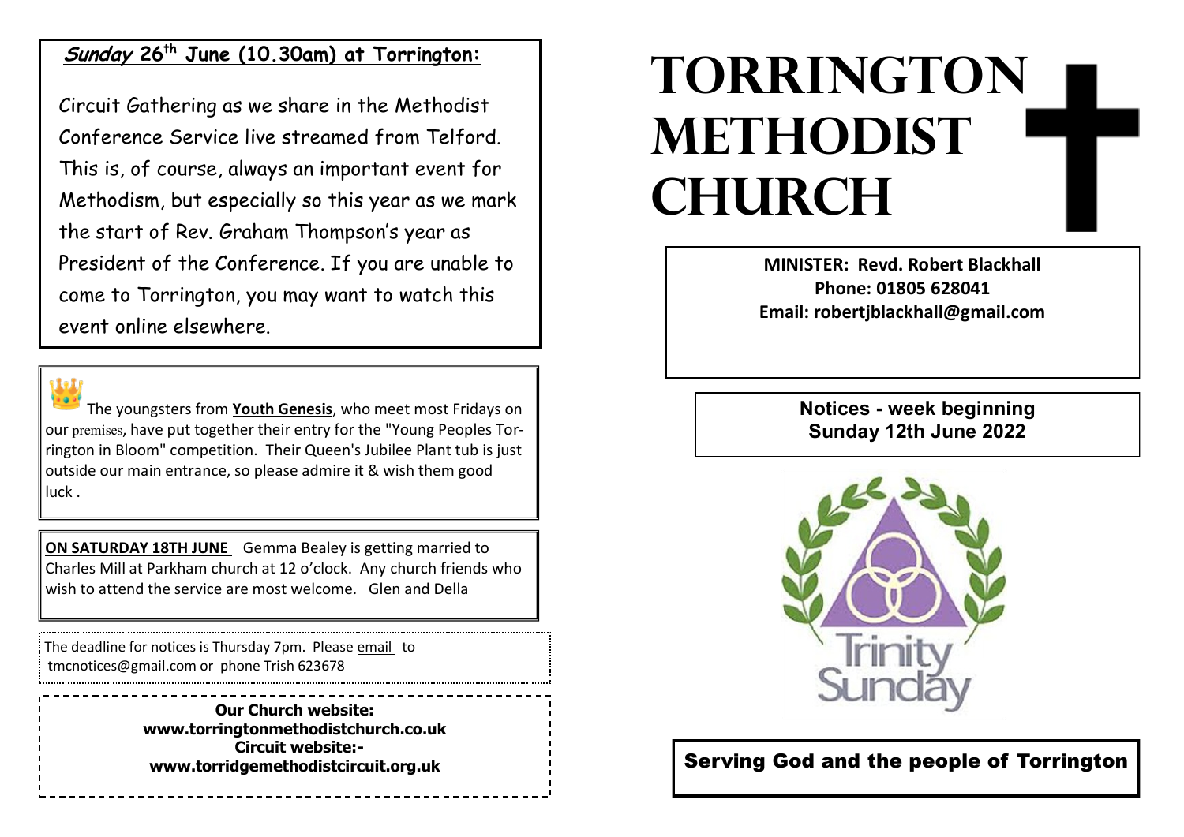# TORRINGTON METHODIST CHURCH

**MINISTER: Revd. Robert Blackhall**
**Phone: 01805 628041**
**Email: robertjblackhall@gmail.com**

**Notices - week beginning Sunday 12th June 2022**

Trinity Sunday

**Serving God and the people of Torrington**

---

***Sunday* 26th June (10.30am) at Torrington:**

Circuit Gathering as we share in the Methodist Conference Service live streamed from Telford. This is, of course, always an important event for Methodism, but especially so this year as we mark the start of Rev. Graham Thompson's year as President of the Conference. If you are unable to come to Torrington, you may want to watch this event online elsewhere.

The youngsters from **Youth Genesis**, who meet most Fridays on our premises, have put together their entry for the "Young Peoples Torrington in Bloom" competition. Their Queen's Jubilee Plant tub is just outside our main entrance, so please admire it & wish them good luck .

**ON SATURDAY 18TH JUNE** Gemma Bealey is getting married to Charles Mill at Parkham church at 12 o'clock. Any church friends who wish to attend the service are most welcome. Glen and Della

The deadline for notices is Thursday 7pm. Please email to tmcnotices@gmail.com or phone Trish 623678

**Our Church website:**
**www.torringtonmethodistchurch.co.uk**
**Circuit website:-**
**www.torridgemethodistcircuit.org.uk**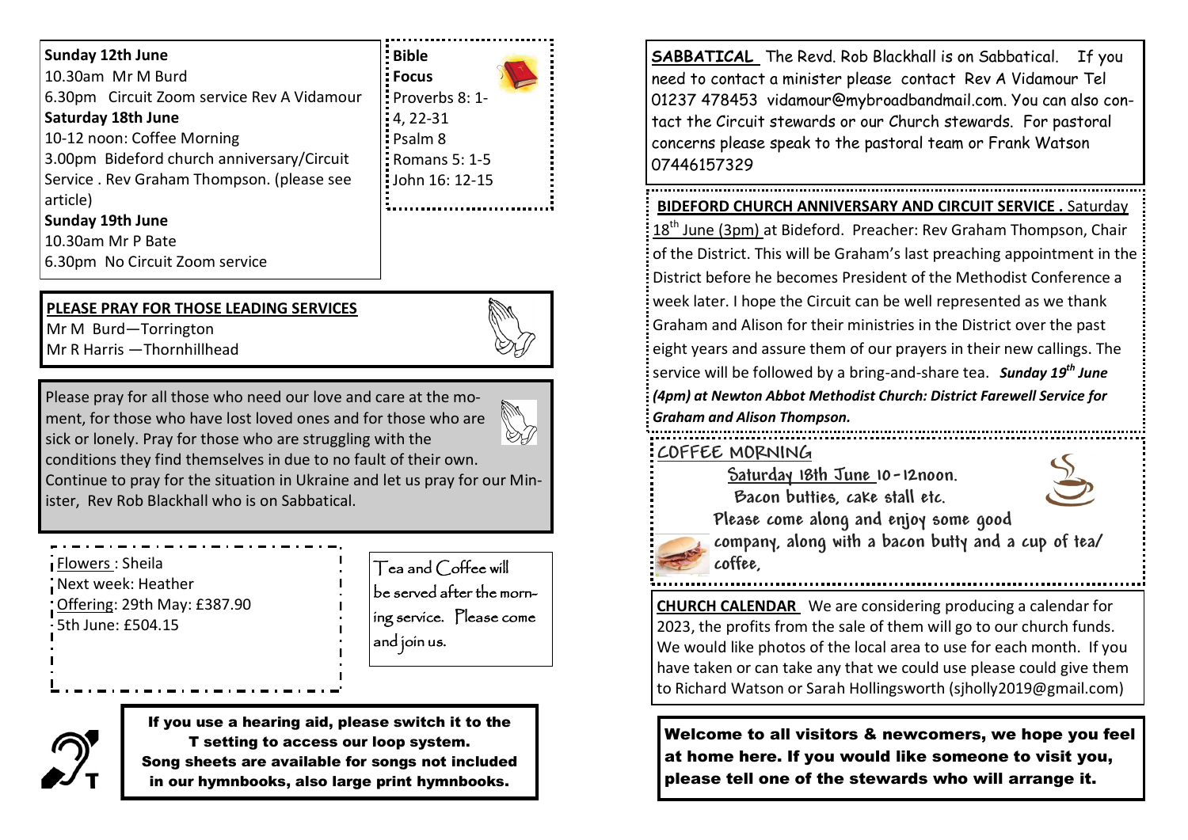**Sunday 12th June**
10.30am Mr M Burd
6.30pm Circuit Zoom service Rev A Vidamour
**Saturday 18th June**
10-12 noon: Coffee Morning
3.00pm Bideford church anniversary/Circuit Service . Rev Graham Thompson. (please see article)
**Sunday 19th June**
10.30am Mr P Bate
6.30pm No Circuit Zoom service

**Bible Focus**
Proverbs 8: 1-4, 22-31
Psalm 8
Romans 5: 1-5
John 16: 12-15

**PLEASE PRAY FOR THOSE LEADING SERVICES**
Mr M Burd—Torrington
Mr R Harris —Thornhillhead

Please pray for all those who need our love and care at the moment, for those who have lost loved ones and for those who are sick or lonely. Pray for those who are struggling with the conditions they find themselves in due to no fault of their own. Continue to pray for the situation in Ukraine and let us pray for our Minister, Rev Rob Blackhall who is on Sabbatical.

Flowers : Sheila
Next week: Heather
Offering: 29th May: £387.90
5th June: £504.15

Tea and Coffee will be served after the morning service. Please come and join us.

**If you use a hearing aid, please switch it to the T setting to access our loop system. Song sheets are available for songs not included in our hymnbooks, also large print hymnbooks.**

**SABBATICAL** The Revd. Rob Blackhall is on Sabbatical. If you need to contact a minister please contact Rev A Vidamour Tel 01237 478453 vidamour@mybroadbandmail.com. You can also contact the Circuit stewards or our Church stewards. For pastoral concerns please speak to the pastoral team or Frank Watson 07446157329

**BIDEFORD CHURCH ANNIVERSARY AND CIRCUIT SERVICE .** Saturday 18th June (3pm) at Bideford. Preacher: Rev Graham Thompson, Chair of the District. This will be Graham's last preaching appointment in the District before he becomes President of the Methodist Conference a week later. I hope the Circuit can be well represented as we thank Graham and Alison for their ministries in the District over the past eight years and assure them of our prayers in their new callings. The service will be followed by a bring-and-share tea. ***Sunday 19th June (4pm) at Newton Abbot Methodist Church: District Farewell Service for Graham and Alison Thompson.***

**COFFEE MORNING**
Saturday 18th June 10-12noon.
Bacon butties, cake stall etc.
Please come along and enjoy some good company, along with a bacon butty and a cup of tea/coffee.

**CHURCH CALENDAR** We are considering producing a calendar for 2023, the profits from the sale of them will go to our church funds. We would like photos of the local area to use for each month. If you have taken or can take any that we could use please could give them to Richard Watson or Sarah Hollingsworth (sjholly2019@gmail.com)

**Welcome to all visitors & newcomers, we hope you feel at home here. If you would like someone to visit you, please tell one of the stewards who will arrange it.**